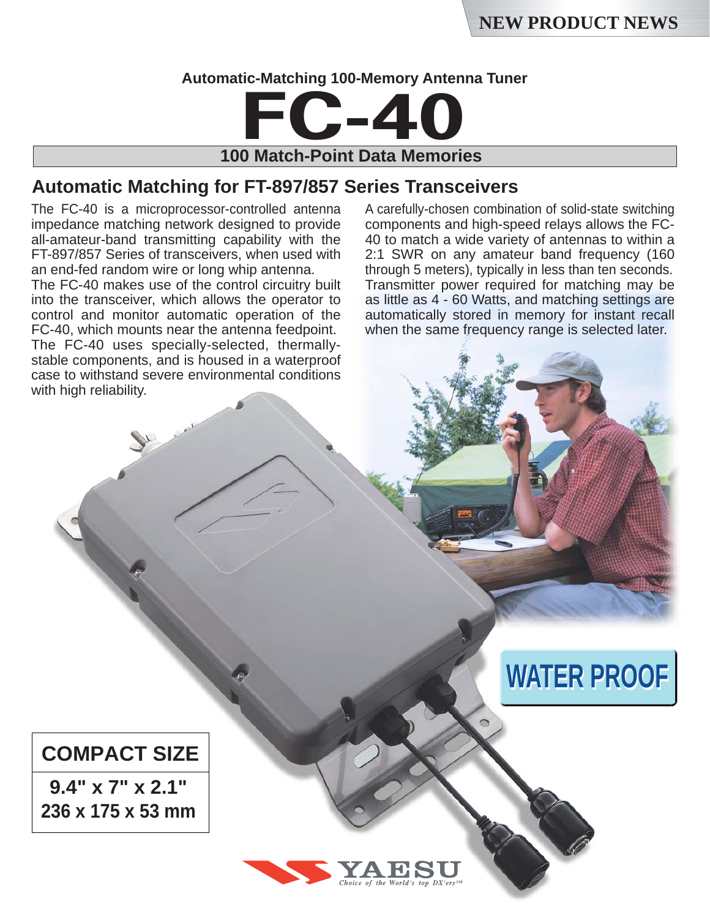NEW PRODUCT NEWS

Automatic-Matching 100-Memory Antenna Tuner

# FC-40

## 100 Match-Point Data Memories

## Automatic Matching for FT-897/857 Series Transceivers

The FC-40 is a microprocessor-controlled antenna impedance matching network designed to provide all-amateur-band transmitting capability with the FT-897/857 Series of transceivers, when used with an end-fed random wire or long whip antenna.

The FC-40 makes use of the control circuitry built into the transceiver, which allows the operator to control and monitor automatic operation of the FC-40, which mounts near the antenna feedpoint.

The FC-40 uses specially-selected, thermally-stable components, and is housed in a waterproof case to withstand severe environmental conditions with high reliability.

A carefully-chosen combination of solid-state switching components and high-speed relays allows the FC-40 to match a wide variety of antennas to within a 2:1 SWR on any amateur band frequency (160 through 5 meters), typically in less than ten seconds. Transmitter power required for matching may be as little as 4 - 60 Watts, and matching settings are automatically stored in memory for instant recall when the same frequency range is selected later.

**WATER PROOF**

**COMPACT SIZE**

**9.4" x 7" x 2.1"**
**236 x 175 x 53 mm**

YAESU
*Choice of the World's top DX'ers℠*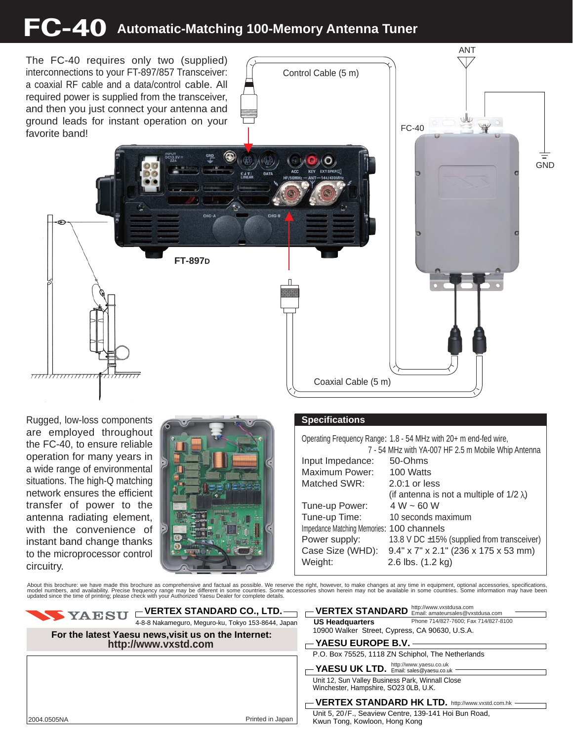# FC-40 Automatic-Matching 100-Memory Antenna Tuner

The FC-40 requires only two (supplied) interconnections to your FT-897/857 Transceiver: a coaxial RF cable and a data/control cable. All required power is supplied from the transceiver, and then you just connect your antenna and ground leads for instant operation on your favorite band!

Control Cable (5 m)

ANT

FC-40

GND

FT-897D

Coaxial Cable (5 m)

Rugged, low-loss components are employed throughout the FC-40, to ensure reliable operation for many years in a wide range of environmental situations. The high-Q matching network ensures the efficient transfer of power to the antenna radiating element, with the convenience of instant band change thanks to the microprocessor control circuitry.

## Specifications

| | |
|---|---|
| Operating Frequency Range: | 1.8 - 54 MHz with 20+ m end-fed wire, 7 - 54 MHz with YA-007 HF 2.5 m Mobile Whip Antenna |
| Input Impedance: | 50-Ohms |
| Maximum Power: | 100 Watts |
| Matched SWR: | 2.0:1 or less (if antenna is not a multiple of 1/2 λ) |
| Tune-up Power: | 4 W ~ 60 W |
| Tune-up Time: | 10 seconds maximum |
| Impedance Matching Memories: | 100 channels |
| Power supply: | 13.8 V DC ±15% (supplied from transceiver) |
| Case Size (WHD): | 9.4" x 7" x 2.1" (236 x 175 x 53 mm) |
| Weight: | 2.6 lbs. (1.2 kg) |

About this brochure: we have made this brochure as comprehensive and factual as possible. We reserve the right, however, to make changes at any time in equipment, optional accessories, specifications, model numbers, and availability. Precise frequency range may be different in some countries. Some accessories shown herein may not be available in some countries. Some information may have been updated since the time of printing; please check with your Authorized Yaesu Dealer for complete details.

YAESU

**VERTEX STANDARD CO., LTD.**
4-8-8 Nakameguro, Meguro-ku, Tokyo 153-8644, Japan

**For the latest Yaesu news,visit us on the Internet:**
**http://www.vxstd.com**

2004.0505NA

Printed in Japan

**VERTEX STANDARD**
http://www.vxstdusa.com
Email: amateursales@vxstdusa.com

**US Headquarters**
Phone 714/827-7600; Fax 714/827-8100
10900 Walker Street, Cypress, CA 90630, U.S.A.

**YAESU EUROPE B.V.**
P.O. Box 75525, 1118 ZN Schiphol, The Netherlands

**YAESU UK LTD.**
http://www.yaesu.co.uk
Email: sales@yaesu.co.uk
Unit 12, Sun Valley Business Park, Winnall Close
Winchester, Hampshire, SO23 0LB, U.K.

**VERTEX STANDARD HK LTD.** http://www.vxstd.com.hk
Unit 5, 20/F., Seaview Centre, 139-141 Hoi Bun Road,
Kwun Tong, Kowloon, Hong Kong